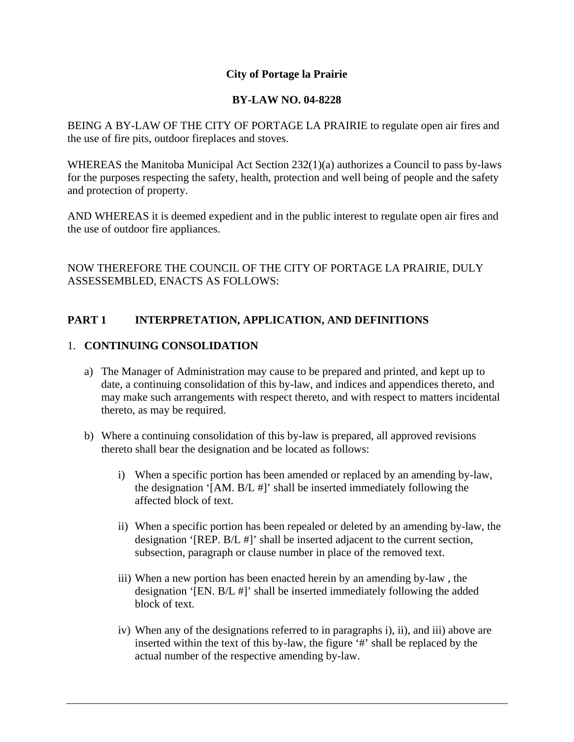**City of Portage la Prairie**

**BY-LAW NO. 04-8228**

BEING A BY-LAW OF THE CITY OF PORTAGE LA PRAIRIE to regulate open air fires and the use of fire pits, outdoor fireplaces and stoves.

WHEREAS the Manitoba Municipal Act Section 232(1)(a) authorizes a Council to pass by-laws for the purposes respecting the safety, health, protection and well being of people and the safety and protection of property.

AND WHEREAS it is deemed expedient and in the public interest to regulate open air fires and the use of outdoor fire appliances.

NOW THEREFORE THE COUNCIL OF THE CITY OF PORTAGE LA PRAIRIE, DULY ASSESSEMBLED, ENACTS AS FOLLOWS:

## PART 1 INTERPRETATION, APPLICATION, AND DEFINITIONS

### 1. CONTINUING CONSOLIDATION

a) The Manager of Administration may cause to be prepared and printed, and kept up to date, a continuing consolidation of this by-law, and indices and appendices thereto, and may make such arrangements with respect thereto, and with respect to matters incidental thereto, as may be required.

b) Where a continuing consolidation of this by-law is prepared, all approved revisions thereto shall bear the designation and be located as follows:

   i) When a specific portion has been amended or replaced by an amending by-law, the designation '[AM. B/L #]' shall be inserted immediately following the affected block of text.

   ii) When a specific portion has been repealed or deleted by an amending by-law, the designation '[REP. B/L #]' shall be inserted adjacent to the current section, subsection, paragraph or clause number in place of the removed text.

   iii) When a new portion has been enacted herein by an amending by-law , the designation '[EN. B/L #]' shall be inserted immediately following the added block of text.

   iv) When any of the designations referred to in paragraphs i), ii), and iii) above are inserted within the text of this by-law, the figure '#' shall be replaced by the actual number of the respective amending by-law.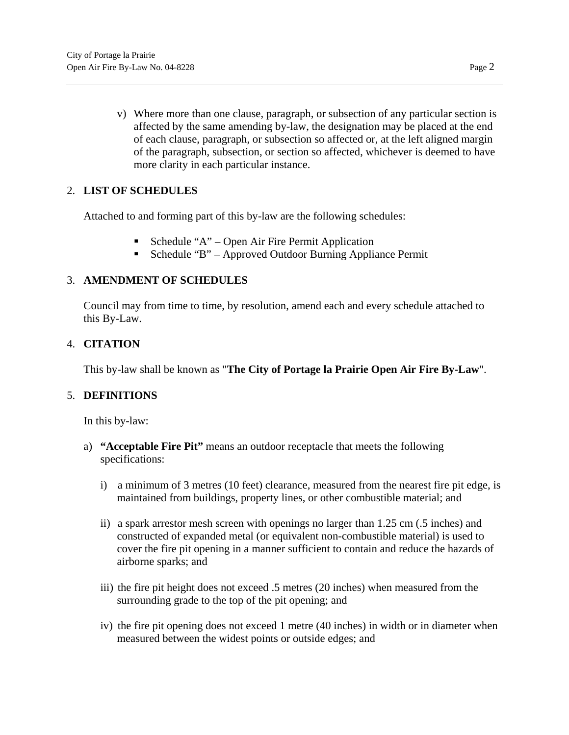v) Where more than one clause, paragraph, or subsection of any particular section is affected by the same amending by-law, the designation may be placed at the end of each clause, paragraph, or subsection so affected or, at the left aligned margin of the paragraph, subsection, or section so affected, whichever is deemed to have more clarity in each particular instance.

## 2. LIST OF SCHEDULES

Attached to and forming part of this by-law are the following schedules:

- Schedule "A" – Open Air Fire Permit Application
- Schedule "B" – Approved Outdoor Burning Appliance Permit

## 3. AMENDMENT OF SCHEDULES

Council may from time to time, by resolution, amend each and every schedule attached to this By-Law.

## 4. CITATION

This by-law shall be known as "**The City of Portage la Prairie Open Air Fire By-Law**".

## 5. DEFINITIONS

In this by-law:

a) **"Acceptable Fire Pit"** means an outdoor receptacle that meets the following specifications:

   i) a minimum of 3 metres (10 feet) clearance, measured from the nearest fire pit edge, is maintained from buildings, property lines, or other combustible material; and

   ii) a spark arrestor mesh screen with openings no larger than 1.25 cm (.5 inches) and constructed of expanded metal (or equivalent non-combustible material) is used to cover the fire pit opening in a manner sufficient to contain and reduce the hazards of airborne sparks; and

   iii) the fire pit height does not exceed .5 metres (20 inches) when measured from the surrounding grade to the top of the pit opening; and

   iv) the fire pit opening does not exceed 1 metre (40 inches) in width or in diameter when measured between the widest points or outside edges; and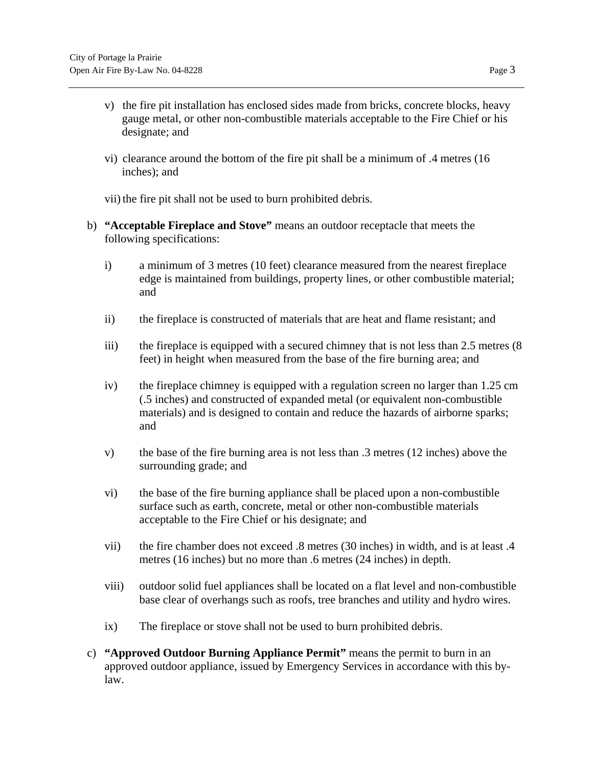v) the fire pit installation has enclosed sides made from bricks, concrete blocks, heavy gauge metal, or other non-combustible materials acceptable to the Fire Chief or his designate; and

vi) clearance around the bottom of the fire pit shall be a minimum of .4 metres (16 inches); and

vii) the fire pit shall not be used to burn prohibited debris.

b) **"Acceptable Fireplace and Stove"** means an outdoor receptacle that meets the following specifications:

  i) a minimum of 3 metres (10 feet) clearance measured from the nearest fireplace edge is maintained from buildings, property lines, or other combustible material; and

  ii) the fireplace is constructed of materials that are heat and flame resistant; and

  iii) the fireplace is equipped with a secured chimney that is not less than 2.5 metres (8 feet) in height when measured from the base of the fire burning area; and

  iv) the fireplace chimney is equipped with a regulation screen no larger than 1.25 cm (.5 inches) and constructed of expanded metal (or equivalent non-combustible materials) and is designed to contain and reduce the hazards of airborne sparks; and

  v) the base of the fire burning area is not less than .3 metres (12 inches) above the surrounding grade; and

  vi) the base of the fire burning appliance shall be placed upon a non-combustible surface such as earth, concrete, metal or other non-combustible materials acceptable to the Fire Chief or his designate; and

  vii) the fire chamber does not exceed .8 metres (30 inches) in width, and is at least .4 metres (16 inches) but no more than .6 metres (24 inches) in depth.

  viii) outdoor solid fuel appliances shall be located on a flat level and non-combustible base clear of overhangs such as roofs, tree branches and utility and hydro wires.

  ix) The fireplace or stove shall not be used to burn prohibited debris.

c) **"Approved Outdoor Burning Appliance Permit"** means the permit to burn in an approved outdoor appliance, issued by Emergency Services in accordance with this by-law.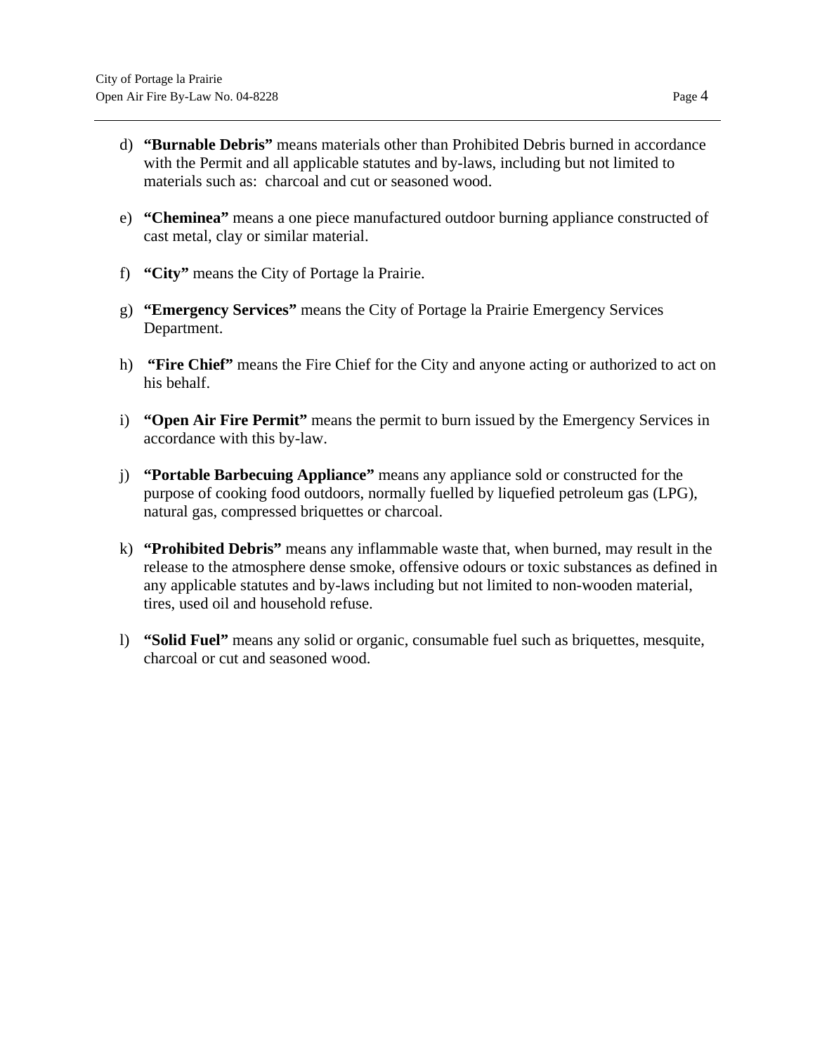d) **“Burnable Debris”** means materials other than Prohibited Debris burned in accordance with the Permit and all applicable statutes and by-laws, including but not limited to materials such as:  charcoal and cut or seasoned wood.

e) **“Cheminea”** means a one piece manufactured outdoor burning appliance constructed of cast metal, clay or similar material.

f) **“City”** means the City of Portage la Prairie.

g) **“Emergency Services”** means the City of Portage la Prairie Emergency Services Department.

h) **“Fire Chief”** means the Fire Chief for the City and anyone acting or authorized to act on his behalf.

i) **“Open Air Fire Permit”** means the permit to burn issued by the Emergency Services in accordance with this by-law.

j) **“Portable Barbecuing Appliance”** means any appliance sold or constructed for the purpose of cooking food outdoors, normally fuelled by liquefied petroleum gas (LPG), natural gas, compressed briquettes or charcoal.

k) **“Prohibited Debris”** means any inflammable waste that, when burned, may result in the release to the atmosphere dense smoke, offensive odours or toxic substances as defined in any applicable statutes and by-laws including but not limited to non-wooden material, tires, used oil and household refuse.

l) **“Solid Fuel”** means any solid or organic, consumable fuel such as briquettes, mesquite, charcoal or cut and seasoned wood.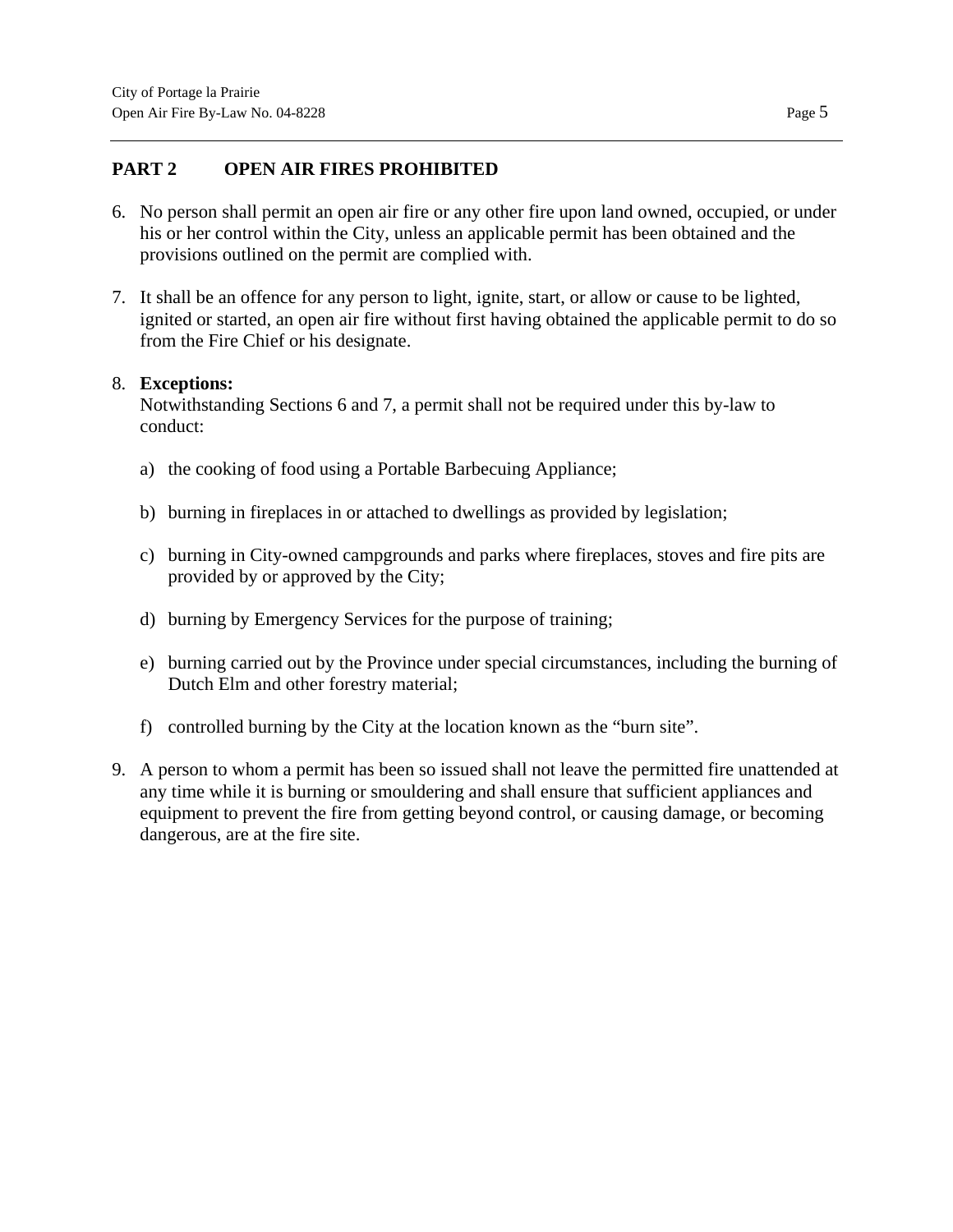## PART 2 OPEN AIR FIRES PROHIBITED

6. No person shall permit an open air fire or any other fire upon land owned, occupied, or under his or her control within the City, unless an applicable permit has been obtained and the provisions outlined on the permit are complied with.

7. It shall be an offence for any person to light, ignite, start, or allow or cause to be lighted, ignited or started, an open air fire without first having obtained the applicable permit to do so from the Fire Chief or his designate.

8. **Exceptions:**
   Notwithstanding Sections 6 and 7, a permit shall not be required under this by-law to conduct:

   a) the cooking of food using a Portable Barbecuing Appliance;

   b) burning in fireplaces in or attached to dwellings as provided by legislation;

   c) burning in City-owned campgrounds and parks where fireplaces, stoves and fire pits are provided by or approved by the City;

   d) burning by Emergency Services for the purpose of training;

   e) burning carried out by the Province under special circumstances, including the burning of Dutch Elm and other forestry material;

   f) controlled burning by the City at the location known as the "burn site".

9. A person to whom a permit has been so issued shall not leave the permitted fire unattended at any time while it is burning or smouldering and shall ensure that sufficient appliances and equipment to prevent the fire from getting beyond control, or causing damage, or becoming dangerous, are at the fire site.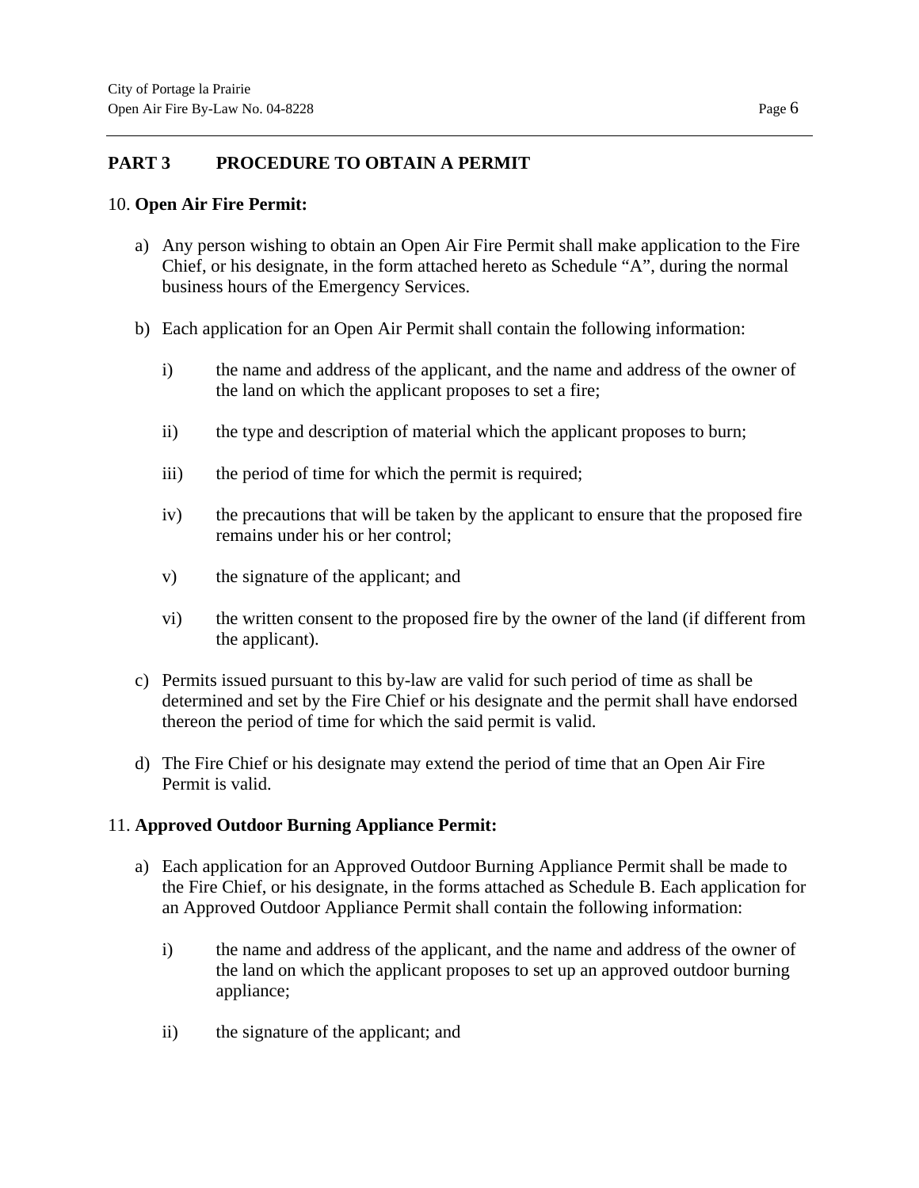## PART 3 PROCEDURE TO OBTAIN A PERMIT

10. **Open Air Fire Permit:**

a) Any person wishing to obtain an Open Air Fire Permit shall make application to the Fire Chief, or his designate, in the form attached hereto as Schedule "A", during the normal business hours of the Emergency Services.

b) Each application for an Open Air Permit shall contain the following information:

   i) the name and address of the applicant, and the name and address of the owner of the land on which the applicant proposes to set a fire;

   ii) the type and description of material which the applicant proposes to burn;

   iii) the period of time for which the permit is required;

   iv) the precautions that will be taken by the applicant to ensure that the proposed fire remains under his or her control;

   v) the signature of the applicant; and

   vi) the written consent to the proposed fire by the owner of the land (if different from the applicant).

c) Permits issued pursuant to this by-law are valid for such period of time as shall be determined and set by the Fire Chief or his designate and the permit shall have endorsed thereon the period of time for which the said permit is valid.

d) The Fire Chief or his designate may extend the period of time that an Open Air Fire Permit is valid.

11. **Approved Outdoor Burning Appliance Permit:**

a) Each application for an Approved Outdoor Burning Appliance Permit shall be made to the Fire Chief, or his designate, in the forms attached as Schedule B. Each application for an Approved Outdoor Appliance Permit shall contain the following information:

   i) the name and address of the applicant, and the name and address of the owner of the land on which the applicant proposes to set up an approved outdoor burning appliance;

   ii) the signature of the applicant; and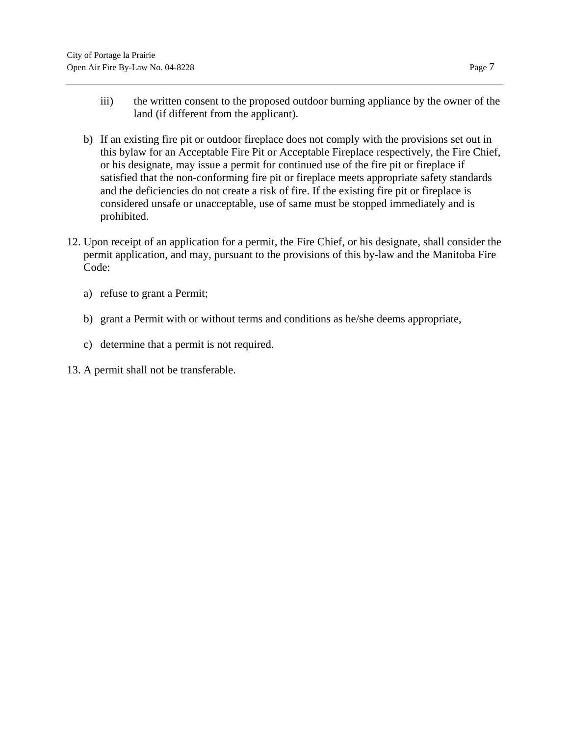iii) the written consent to the proposed outdoor burning appliance by the owner of the land (if different from the applicant).

b) If an existing fire pit or outdoor fireplace does not comply with the provisions set out in this bylaw for an Acceptable Fire Pit or Acceptable Fireplace respectively, the Fire Chief, or his designate, may issue a permit for continued use of the fire pit or fireplace if satisfied that the non-conforming fire pit or fireplace meets appropriate safety standards and the deficiencies do not create a risk of fire. If the existing fire pit or fireplace is considered unsafe or unacceptable, use of same must be stopped immediately and is prohibited.

12. Upon receipt of an application for a permit, the Fire Chief, or his designate, shall consider the permit application, and may, pursuant to the provisions of this by-law and the Manitoba Fire Code:

    a) refuse to grant a Permit;

    b) grant a Permit with or without terms and conditions as he/she deems appropriate,

    c) determine that a permit is not required.

13. A permit shall not be transferable.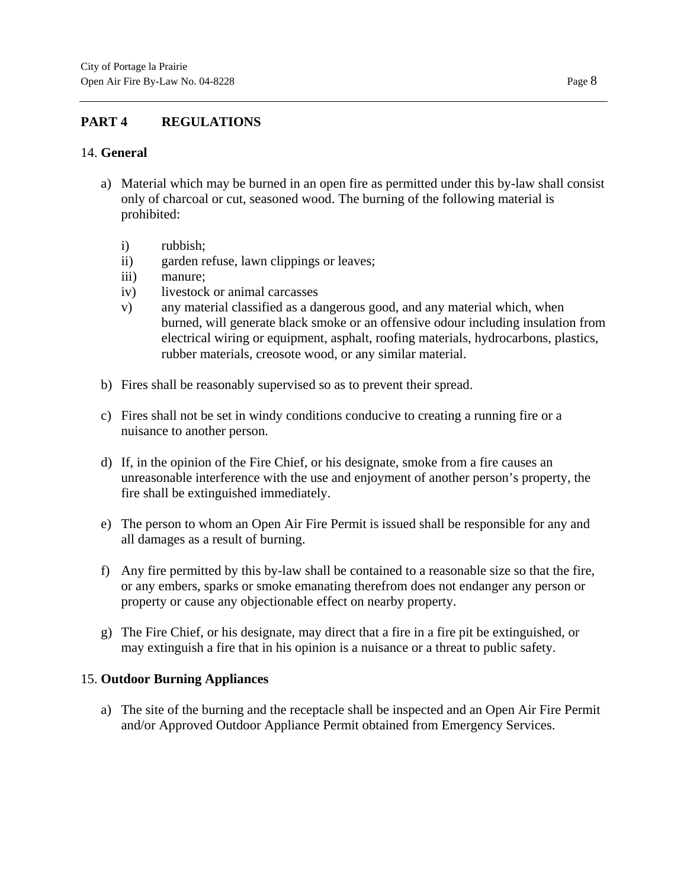## PART 4 REGULATIONS

### 14. General

a) Material which may be burned in an open fire as permitted under this by-law shall consist only of charcoal or cut, seasoned wood. The burning of the following material is prohibited:

   i) rubbish;
   ii) garden refuse, lawn clippings or leaves;
   iii) manure;
   iv) livestock or animal carcasses
   v) any material classified as a dangerous good, and any material which, when burned, will generate black smoke or an offensive odour including insulation from electrical wiring or equipment, asphalt, roofing materials, hydrocarbons, plastics, rubber materials, creosote wood, or any similar material.

b) Fires shall be reasonably supervised so as to prevent their spread.

c) Fires shall not be set in windy conditions conducive to creating a running fire or a nuisance to another person.

d) If, in the opinion of the Fire Chief, or his designate, smoke from a fire causes an unreasonable interference with the use and enjoyment of another person's property, the fire shall be extinguished immediately.

e) The person to whom an Open Air Fire Permit is issued shall be responsible for any and all damages as a result of burning.

f) Any fire permitted by this by-law shall be contained to a reasonable size so that the fire, or any embers, sparks or smoke emanating therefrom does not endanger any person or property or cause any objectionable effect on nearby property.

g) The Fire Chief, or his designate, may direct that a fire in a fire pit be extinguished, or may extinguish a fire that in his opinion is a nuisance or a threat to public safety.

### 15. Outdoor Burning Appliances

a) The site of the burning and the receptacle shall be inspected and an Open Air Fire Permit and/or Approved Outdoor Appliance Permit obtained from Emergency Services.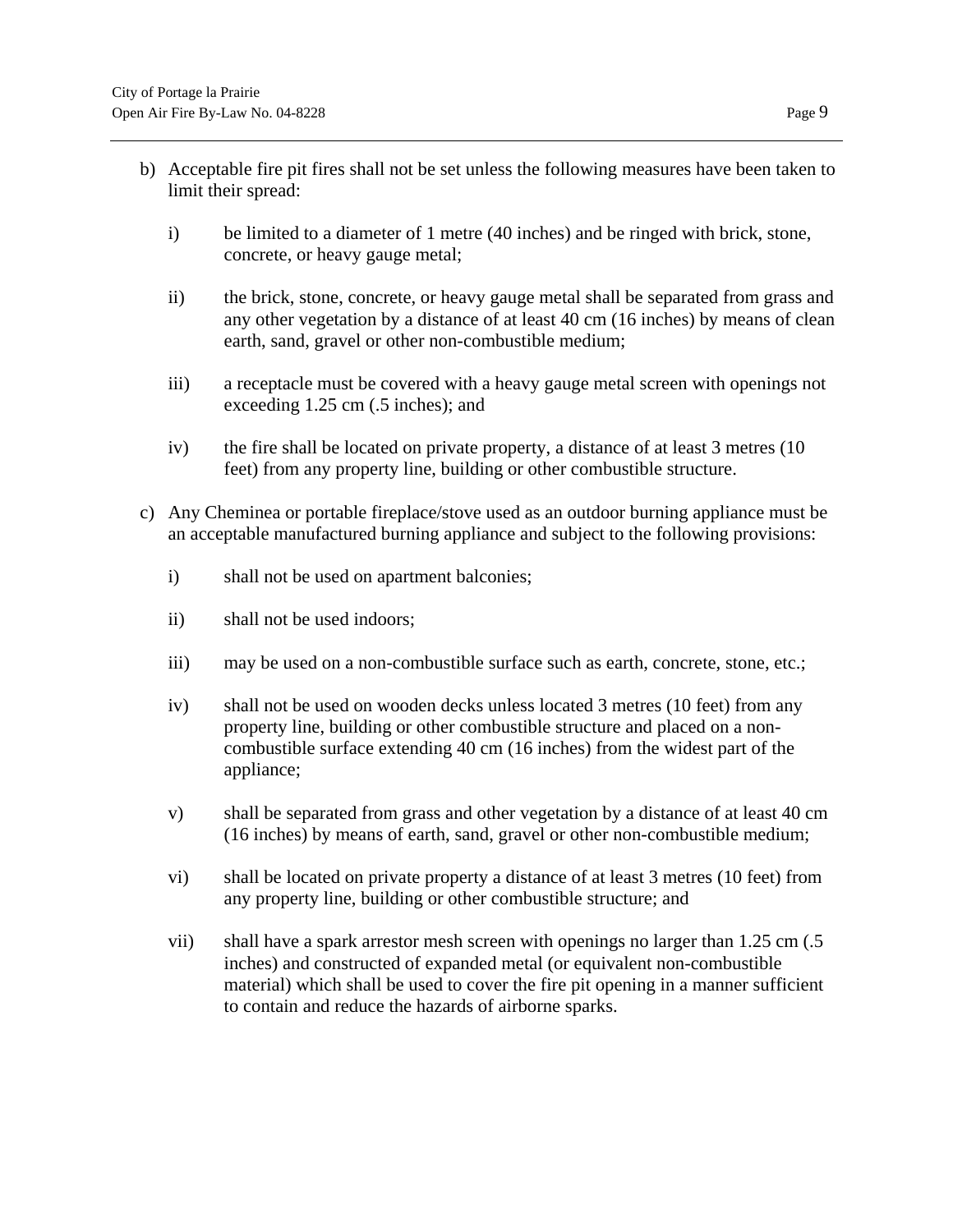b) Acceptable fire pit fires shall not be set unless the following measures have been taken to limit their spread:

   i) be limited to a diameter of 1 metre (40 inches) and be ringed with brick, stone, concrete, or heavy gauge metal;

   ii) the brick, stone, concrete, or heavy gauge metal shall be separated from grass and any other vegetation by a distance of at least 40 cm (16 inches) by means of clean earth, sand, gravel or other non-combustible medium;

   iii) a receptacle must be covered with a heavy gauge metal screen with openings not exceeding 1.25 cm (.5 inches); and

   iv) the fire shall be located on private property, a distance of at least 3 metres (10 feet) from any property line, building or other combustible structure.

c) Any Cheminea or portable fireplace/stove used as an outdoor burning appliance must be an acceptable manufactured burning appliance and subject to the following provisions:

   i) shall not be used on apartment balconies;

   ii) shall not be used indoors;

   iii) may be used on a non-combustible surface such as earth, concrete, stone, etc.;

   iv) shall not be used on wooden decks unless located 3 metres (10 feet) from any property line, building or other combustible structure and placed on a non-combustible surface extending 40 cm (16 inches) from the widest part of the appliance;

   v) shall be separated from grass and other vegetation by a distance of at least 40 cm (16 inches) by means of earth, sand, gravel or other non-combustible medium;

   vi) shall be located on private property a distance of at least 3 metres (10 feet) from any property line, building or other combustible structure; and

   vii) shall have a spark arrestor mesh screen with openings no larger than 1.25 cm (.5 inches) and constructed of expanded metal (or equivalent non-combustible material) which shall be used to cover the fire pit opening in a manner sufficient to contain and reduce the hazards of airborne sparks.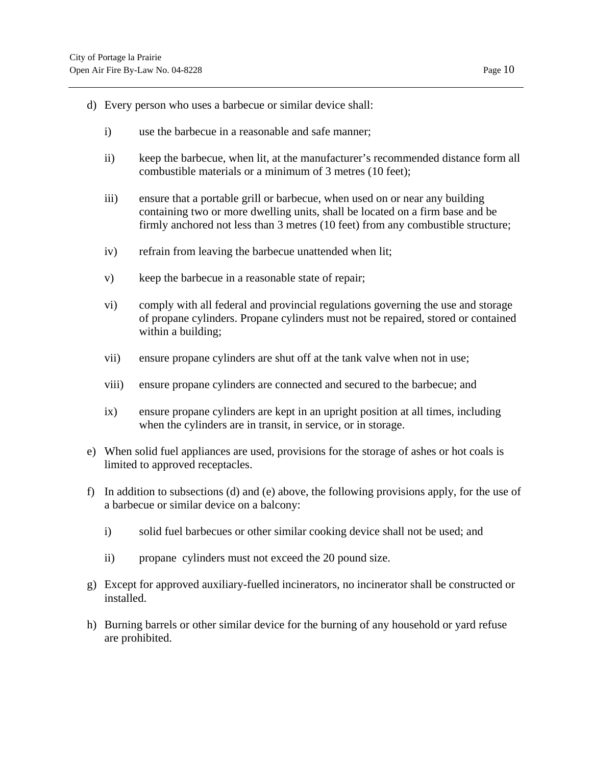d) Every person who uses a barbecue or similar device shall:

   i) use the barbecue in a reasonable and safe manner;

   ii) keep the barbecue, when lit, at the manufacturer's recommended distance form all combustible materials or a minimum of 3 metres (10 feet);

   iii) ensure that a portable grill or barbecue, when used on or near any building containing two or more dwelling units, shall be located on a firm base and be firmly anchored not less than 3 metres (10 feet) from any combustible structure;

   iv) refrain from leaving the barbecue unattended when lit;

   v) keep the barbecue in a reasonable state of repair;

   vi) comply with all federal and provincial regulations governing the use and storage of propane cylinders. Propane cylinders must not be repaired, stored or contained within a building;

   vii) ensure propane cylinders are shut off at the tank valve when not in use;

   viii) ensure propane cylinders are connected and secured to the barbecue; and

   ix) ensure propane cylinders are kept in an upright position at all times, including when the cylinders are in transit, in service, or in storage.

e) When solid fuel appliances are used, provisions for the storage of ashes or hot coals is limited to approved receptacles.

f) In addition to subsections (d) and (e) above, the following provisions apply, for the use of a barbecue or similar device on a balcony:

   i) solid fuel barbecues or other similar cooking device shall not be used; and

   ii) propane cylinders must not exceed the 20 pound size.

g) Except for approved auxiliary-fuelled incinerators, no incinerator shall be constructed or installed.

h) Burning barrels or other similar device for the burning of any household or yard refuse are prohibited.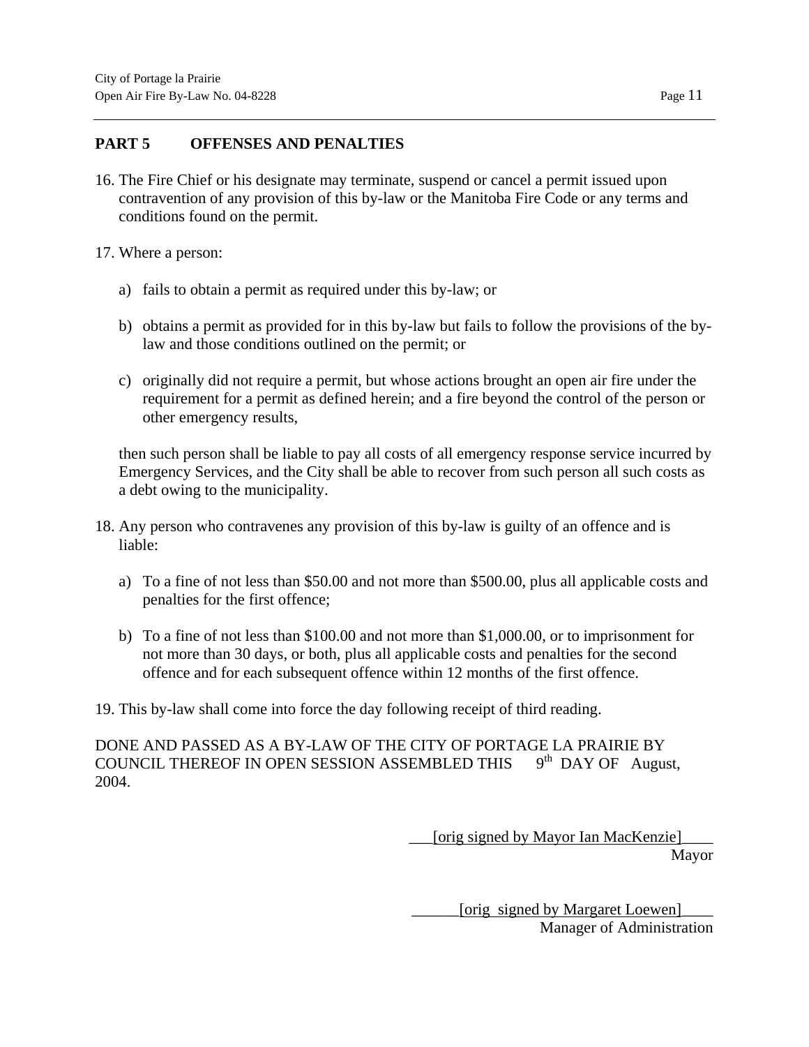## PART 5 OFFENSES AND PENALTIES

16. The Fire Chief or his designate may terminate, suspend or cancel a permit issued upon contravention of any provision of this by-law or the Manitoba Fire Code or any terms and conditions found on the permit.

17. Where a person:

   a) fails to obtain a permit as required under this by-law; or

   b) obtains a permit as provided for in this by-law but fails to follow the provisions of the by-law and those conditions outlined on the permit; or

   c) originally did not require a permit, but whose actions brought an open air fire under the requirement for a permit as defined herein; and a fire beyond the control of the person or other emergency results,

   then such person shall be liable to pay all costs of all emergency response service incurred by Emergency Services, and the City shall be able to recover from such person all such costs as a debt owing to the municipality.

18. Any person who contravenes any provision of this by-law is guilty of an offence and is liable:

   a) To a fine of not less than $50.00 and not more than $500.00, plus all applicable costs and penalties for the first offence;

   b) To a fine of not less than $100.00 and not more than $1,000.00, or to imprisonment for not more than 30 days, or both, plus all applicable costs and penalties for the second offence and for each subsequent offence within 12 months of the first offence.

19. This by-law shall come into force the day following receipt of third reading.

DONE AND PASSED AS A BY-LAW OF THE CITY OF PORTAGE LA PRAIRIE BY COUNCIL THEREOF IN OPEN SESSION ASSEMBLED THIS 9th DAY OF August, 2004.

[orig signed by Mayor Ian MacKenzie]
Mayor

[orig signed by Margaret Loewen]
Manager of Administration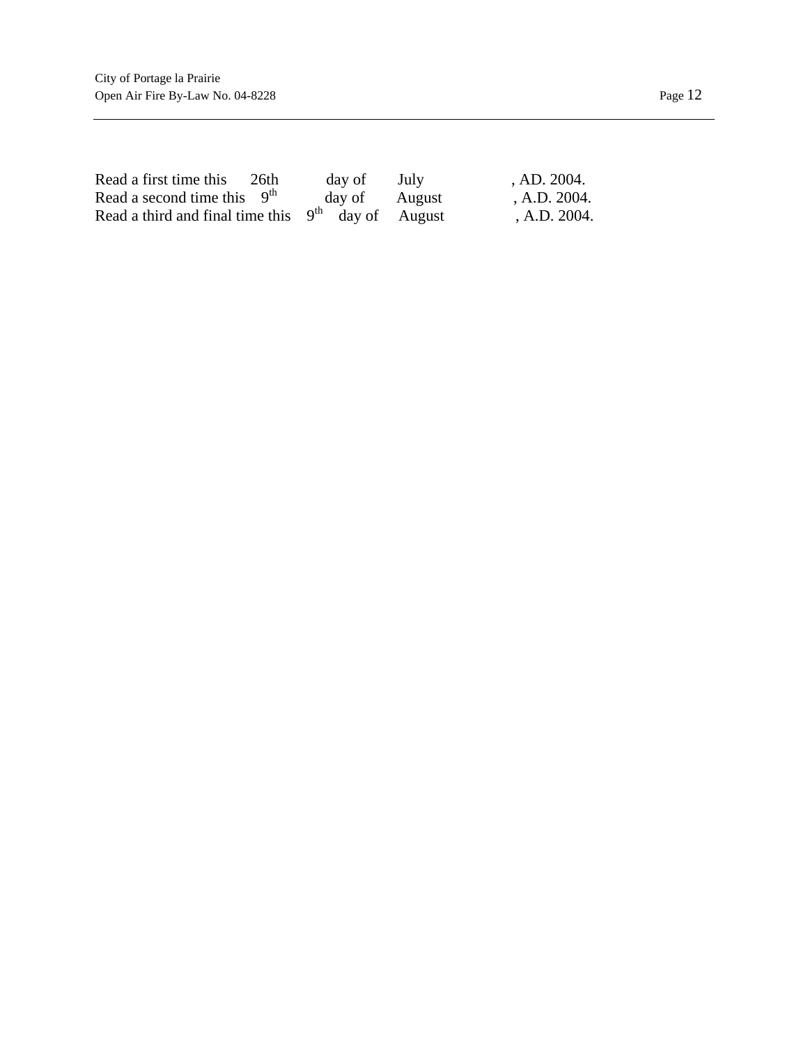Read a first time this 26th day of July , AD. 2004.
Read a second time this 9th day of August , A.D. 2004.
Read a third and final time this 9th day of August , A.D. 2004.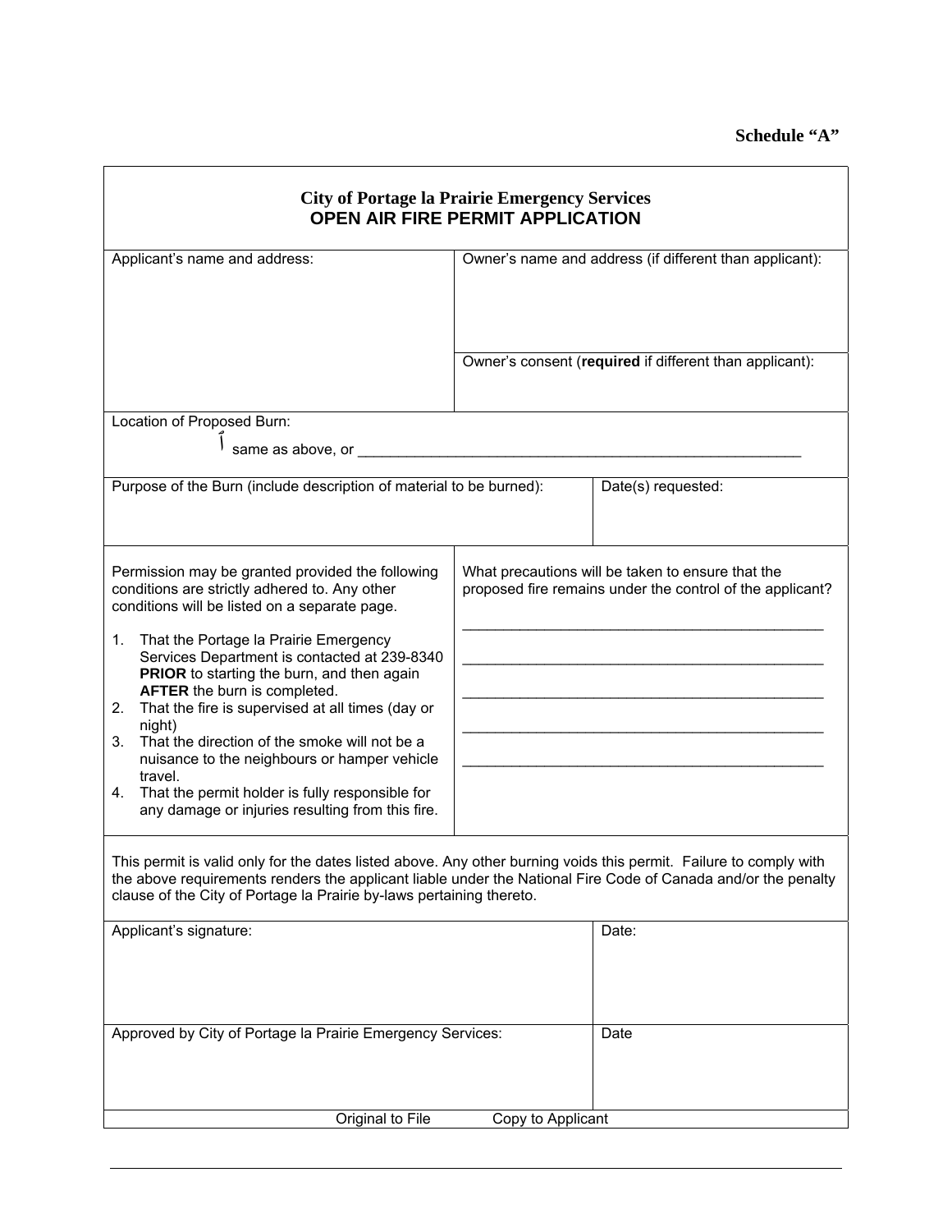**Schedule "A"**

**City of Portage la Prairie Emergency Services**
**OPEN AIR FIRE PERMIT APPLICATION**

| Applicant's name and address: | Owner's name and address (if different than applicant): |
|---|---|
| | Owner's consent (**required** if different than applicant): |

Location of Proposed Burn:

☐ same as above, or ________________________________________________________

| Purpose of the Burn (include description of material to be burned): | Date(s) requested: |
|---|---|
| | |

Permission may be granted provided the following conditions are strictly adhered to. Any other conditions will be listed on a separate page.

1. That the Portage la Prairie Emergency Services Department is contacted at 239-8340 **PRIOR** to starting the burn, and then again **AFTER** the burn is completed.
2. That the fire is supervised at all times (day or night)
3. That the direction of the smoke will not be a nuisance to the neighbours or hamper vehicle travel.
4. That the permit holder is fully responsible for any damage or injuries resulting from this fire.

What precautions will be taken to ensure that the proposed fire remains under the control of the applicant?

______________________________________________

______________________________________________

______________________________________________

______________________________________________

______________________________________________

This permit is valid only for the dates listed above. Any other burning voids this permit. Failure to comply with the above requirements renders the applicant liable under the National Fire Code of Canada and/or the penalty clause of the City of Portage la Prairie by-laws pertaining thereto.

| Applicant's signature: | Date: |
|---|---|
| | |
| Approved by City of Portage la Prairie Emergency Services: | Date |
| | |

Original to File Copy to Applicant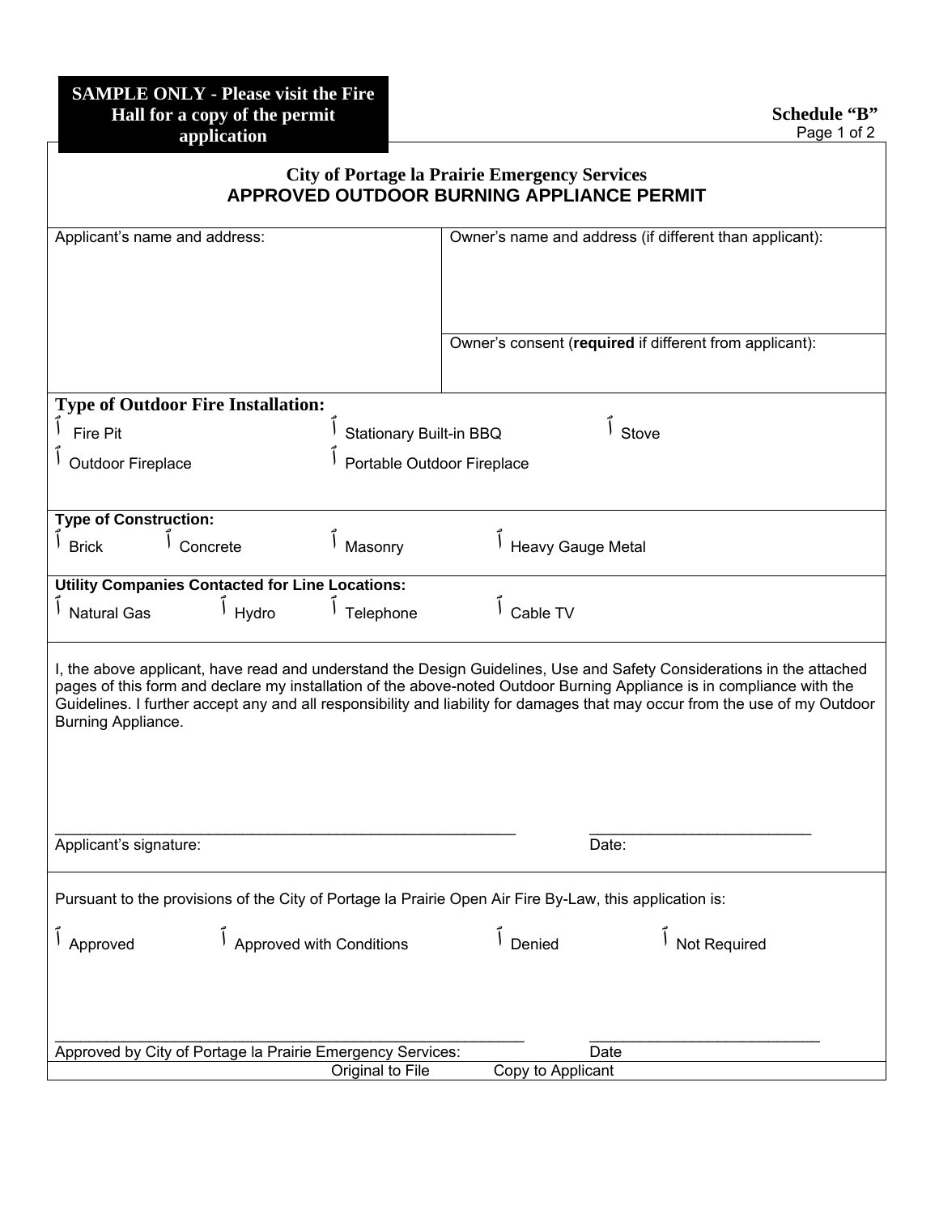**SAMPLE ONLY - Please visit the Fire Hall for a copy of the permit application**

**Schedule "B"**

## City of Portage la Prairie Emergency Services
## APPROVED OUTDOOR BURNING APPLIANCE PERMIT

| Applicant's name and address: | Owner's name and address (if different than applicant): |
|---|---|
| | Owner's consent (**required** if different from applicant): |

**Type of Outdoor Fire Installation:**

- ☐ Fire Pit
- ☐ Stationary Built-in BBQ
- ☐ Stove
- ☐ Outdoor Fireplace
- ☐ Portable Outdoor Fireplace

**Type of Construction:**

- ☐ Brick
- ☐ Concrete
- ☐ Masonry
- ☐ Heavy Gauge Metal

**Utility Companies Contacted for Line Locations:**

- ☐ Natural Gas
- ☐ Hydro
- ☐ Telephone
- ☐ Cable TV

I, the above applicant, have read and understand the Design Guidelines, Use and Safety Considerations in the attached pages of this form and declare my installation of the above-noted Outdoor Burning Appliance is in compliance with the Guidelines. I further accept any and all responsibility and liability for damages that may occur from the use of my Outdoor Burning Appliance.

______________________________________________ ____________________

Applicant's signature: Date:

Pursuant to the provisions of the City of Portage la Prairie Open Air Fire By-Law, this application is:

- ☐ Approved
- ☐ Approved with Conditions
- ☐ Denied
- ☐ Not Required

______________________________________________ ____________________

Approved by City of Portage la Prairie Emergency Services: Date

Original to File Copy to Applicant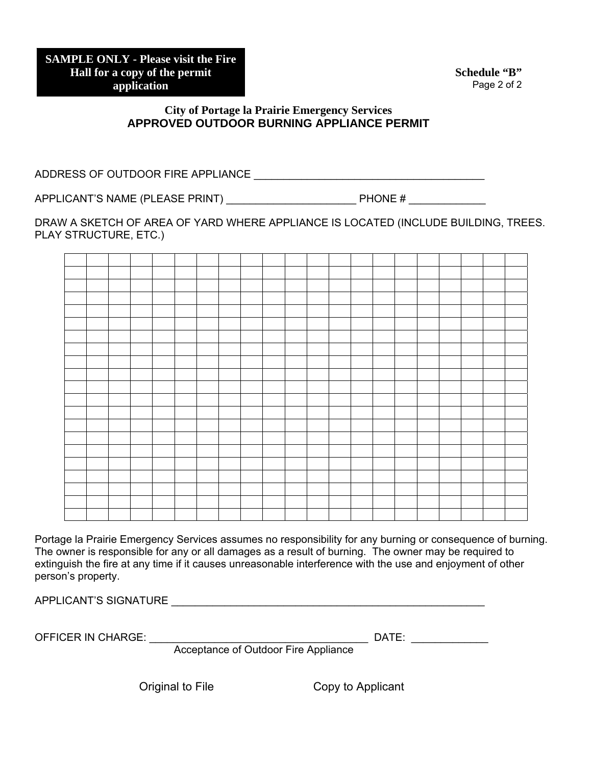**SAMPLE ONLY - Please visit the Fire Hall for a copy of the permit application**

**Schedule "B"**
Page 2 of 2

**City of Portage la Prairie Emergency Services**

## APPROVED OUTDOOR BURNING APPLIANCE PERMIT

ADDRESS OF OUTDOOR FIRE APPLIANCE ________________________________________

APPLICANT'S NAME (PLEASE PRINT) ______________________ PHONE # _____________

DRAW A SKETCH OF AREA OF YARD WHERE APPLIANCE IS LOCATED (INCLUDE BUILDING, TREES. PLAY STRUCTURE, ETC.)

| | | | | | | | | | | | | | | | | | | | | |
|---|---|---|---|---|---|---|---|---|---|---|---|---|---|---|---|---|---|---|---|---|
| | | | | | | | | | | | | | | | | | | | | |
| | | | | | | | | | | | | | | | | | | | | |
| | | | | | | | | | | | | | | | | | | | | |
| | | | | | | | | | | | | | | | | | | | | |
| | | | | | | | | | | | | | | | | | | | | |
| | | | | | | | | | | | | | | | | | | | | |
| | | | | | | | | | | | | | | | | | | | | |
| | | | | | | | | | | | | | | | | | | | | |
| | | | | | | | | | | | | | | | | | | | | |
| | | | | | | | | | | | | | | | | | | | | |
| | | | | | | | | | | | | | | | | | | | | |
| | | | | | | | | | | | | | | | | | | | | |
| | | | | | | | | | | | | | | | | | | | | |
| | | | | | | | | | | | | | | | | | | | | |
| | | | | | | | | | | | | | | | | | | | | |
| | | | | | | | | | | | | | | | | | | | | |
| | | | | | | | | | | | | | | | | | | | | |
| | | | | | | | | | | | | | | | | | | | | |
| | | | | | | | | | | | | | | | | | | | | |
| | | | | | | | | | | | | | | | | | | | | |

Portage la Prairie Emergency Services assumes no responsibility for any burning or consequence of burning. The owner is responsible for any or all damages as a result of burning. The owner may be required to extinguish the fire at any time if it causes unreasonable interference with the use and enjoyment of other person's property.

APPLICANT'S SIGNATURE ______________________________________________________

OFFICER IN CHARGE: _____________________________________ DATE: _____________
Acceptance of Outdoor Fire Appliance

Original to File    Copy to Applicant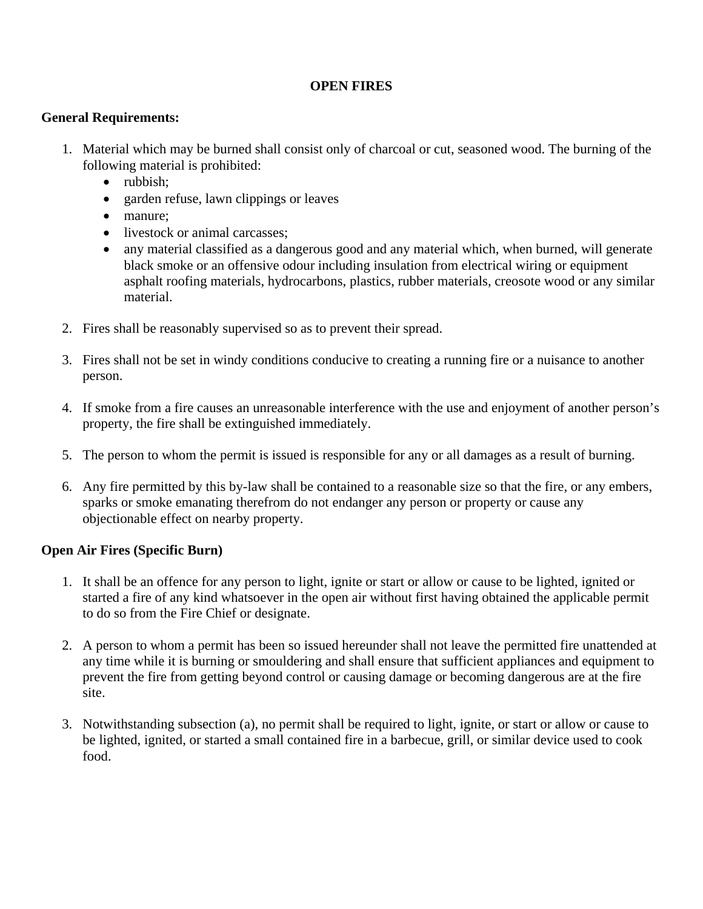# OPEN FIRES

**General Requirements:**

1. Material which may be burned shall consist only of charcoal or cut, seasoned wood. The burning of the following material is prohibited:
   - rubbish;
   - garden refuse, lawn clippings or leaves
   - manure;
   - livestock or animal carcasses;
   - any material classified as a dangerous good and any material which, when burned, will generate black smoke or an offensive odour including insulation from electrical wiring or equipment asphalt roofing materials, hydrocarbons, plastics, rubber materials, creosote wood or any similar material.

2. Fires shall be reasonably supervised so as to prevent their spread.

3. Fires shall not be set in windy conditions conducive to creating a running fire or a nuisance to another person.

4. If smoke from a fire causes an unreasonable interference with the use and enjoyment of another person's property, the fire shall be extinguished immediately.

5. The person to whom the permit is issued is responsible for any or all damages as a result of burning.

6. Any fire permitted by this by-law shall be contained to a reasonable size so that the fire, or any embers, sparks or smoke emanating therefrom do not endanger any person or property or cause any objectionable effect on nearby property.

**Open Air Fires (Specific Burn)**

1. It shall be an offence for any person to light, ignite or start or allow or cause to be lighted, ignited or started a fire of any kind whatsoever in the open air without first having obtained the applicable permit to do so from the Fire Chief or designate.

2. A person to whom a permit has been so issued hereunder shall not leave the permitted fire unattended at any time while it is burning or smouldering and shall ensure that sufficient appliances and equipment to prevent the fire from getting beyond control or causing damage or becoming dangerous are at the fire site.

3. Notwithstanding subsection (a), no permit shall be required to light, ignite, or start or allow or cause to be lighted, ignited, or started a small contained fire in a barbecue, grill, or similar device used to cook food.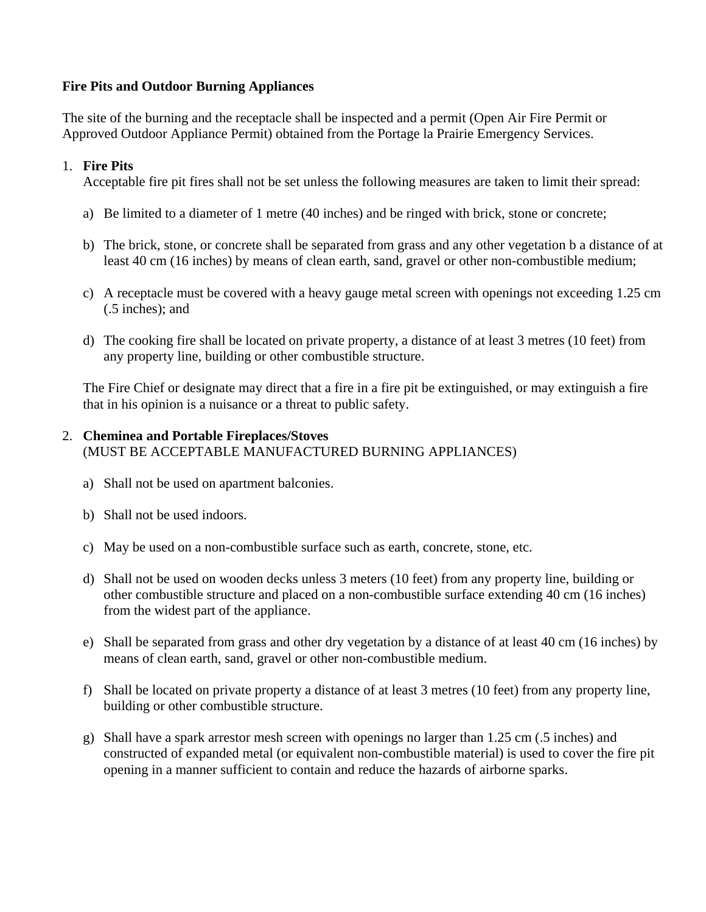**Fire Pits and Outdoor Burning Appliances**

The site of the burning and the receptacle shall be inspected and a permit (Open Air Fire Permit or Approved Outdoor Appliance Permit) obtained from the Portage la Prairie Emergency Services.

1. **Fire Pits**
   Acceptable fire pit fires shall not be set unless the following measures are taken to limit their spread:

   a) Be limited to a diameter of 1 metre (40 inches) and be ringed with brick, stone or concrete;

   b) The brick, stone, or concrete shall be separated from grass and any other vegetation b a distance of at least 40 cm (16 inches) by means of clean earth, sand, gravel or other non-combustible medium;

   c) A receptacle must be covered with a heavy gauge metal screen with openings not exceeding 1.25 cm (.5 inches); and

   d) The cooking fire shall be located on private property, a distance of at least 3 metres (10 feet) from any property line, building or other combustible structure.

   The Fire Chief or designate may direct that a fire in a fire pit be extinguished, or may extinguish a fire that in his opinion is a nuisance or a threat to public safety.

2. **Cheminea and Portable Fireplaces/Stoves**
   (MUST BE ACCEPTABLE MANUFACTURED BURNING APPLIANCES)

   a) Shall not be used on apartment balconies.

   b) Shall not be used indoors.

   c) May be used on a non-combustible surface such as earth, concrete, stone, etc.

   d) Shall not be used on wooden decks unless 3 meters (10 feet) from any property line, building or other combustible structure and placed on a non-combustible surface extending 40 cm (16 inches) from the widest part of the appliance.

   e) Shall be separated from grass and other dry vegetation by a distance of at least 40 cm (16 inches) by means of clean earth, sand, gravel or other non-combustible medium.

   f) Shall be located on private property a distance of at least 3 metres (10 feet) from any property line, building or other combustible structure.

   g) Shall have a spark arrestor mesh screen with openings no larger than 1.25 cm (.5 inches) and constructed of expanded metal (or equivalent non-combustible material) is used to cover the fire pit opening in a manner sufficient to contain and reduce the hazards of airborne sparks.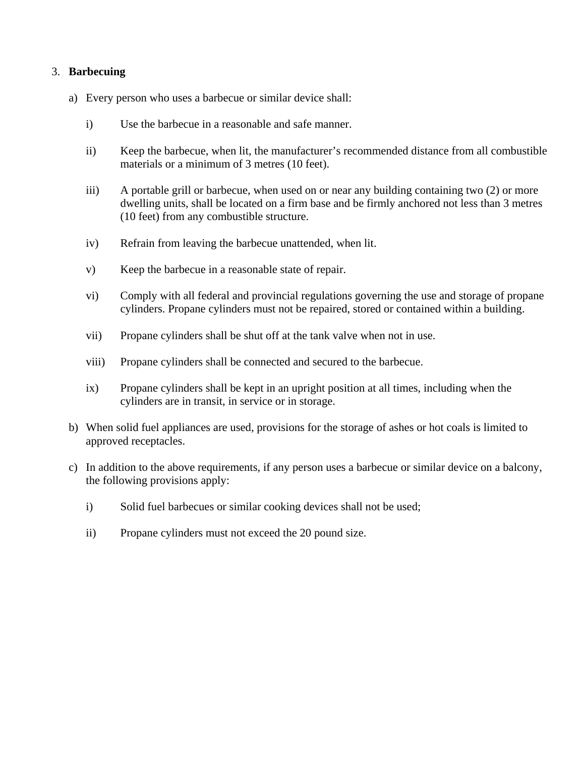3. **Barbecuing**

   a) Every person who uses a barbecue or similar device shall:

      i) Use the barbecue in a reasonable and safe manner.

      ii) Keep the barbecue, when lit, the manufacturer's recommended distance from all combustible materials or a minimum of 3 metres (10 feet).

      iii) A portable grill or barbecue, when used on or near any building containing two (2) or more dwelling units, shall be located on a firm base and be firmly anchored not less than 3 metres (10 feet) from any combustible structure.

      iv) Refrain from leaving the barbecue unattended, when lit.

      v) Keep the barbecue in a reasonable state of repair.

      vi) Comply with all federal and provincial regulations governing the use and storage of propane cylinders. Propane cylinders must not be repaired, stored or contained within a building.

      vii) Propane cylinders shall be shut off at the tank valve when not in use.

      viii) Propane cylinders shall be connected and secured to the barbecue.

      ix) Propane cylinders shall be kept in an upright position at all times, including when the cylinders are in transit, in service or in storage.

   b) When solid fuel appliances are used, provisions for the storage of ashes or hot coals is limited to approved receptacles.

   c) In addition to the above requirements, if any person uses a barbecue or similar device on a balcony, the following provisions apply:

      i) Solid fuel barbecues or similar cooking devices shall not be used;

      ii) Propane cylinders must not exceed the 20 pound size.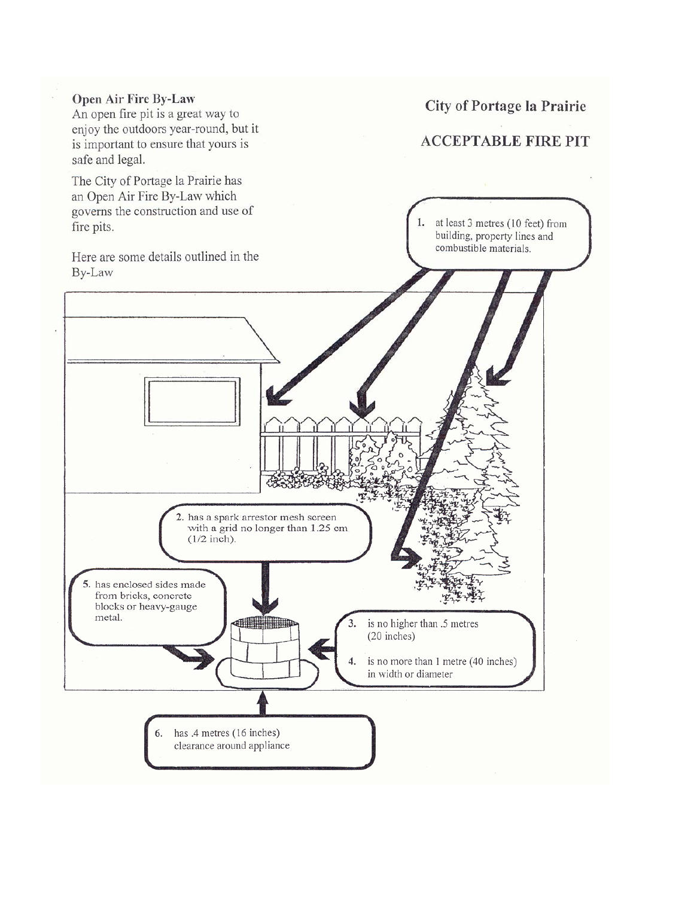**Open Air Fire By-Law**

An open fire pit is a great way to enjoy the outdoors year-round, but it is important to ensure that yours is safe and legal.

The City of Portage la Prairie has an Open Air Fire By-Law which governs the construction and use of fire pits.

Here are some details outlined in the By-Law

## City of Portage la Prairie

## ACCEPTABLE FIRE PIT

1. at least 3 metres (10 feet) from building, property lines and combustible materials.
2. has a spark arrestor mesh screen with a grid no longer than 1.25 cm (1/2 inch).
3. is no higher than .5 metres (20 inches)
4. is no more than 1 metre (40 inches) in width or diameter
5. has enclosed sides made from bricks, concrete blocks or heavy-gauge metal.
6. has .4 metres (16 inches) clearance around appliance